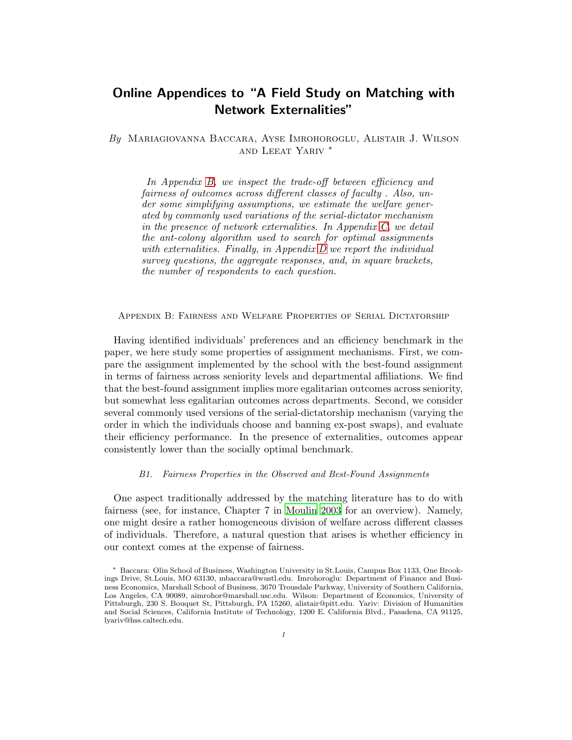# Online Appendices to "A Field Study on Matching with Network Externalities"

*By* Mariagiovanna Baccara, Ayse Imrohoroglu, Alistair J. Wilson and Leeat Yariv *

*In Appendix B, we inspect the trade-off between efficiency and fairness of outcomes across different classes of faculty . Also, under some simplifying assumptions, we estimate the welfare generated by commonly used variations of the serial-dictator mechanism in the presence of network externalities. In Appendix C, we detail the ant-colony algorithm used to search for optimal assignments with externalities. Finally, in Appendix D we report the individual survey questions, the aggregate responses, and, in square brackets, the number of respondents to each question.*

## Appendix B: Fairness and Welfare Properties of Serial Dictatorship

Having identified individuals' preferences and an efficiency benchmark in the paper, we here study some properties of assignment mechanisms. First, we compare the assignment implemented by the school with the best-found assignment in terms of fairness across seniority levels and departmental affiliations. We find that the best-found assignment implies more egalitarian outcomes across seniority, but somewhat less egalitarian outcomes across departments. Second, we consider several commonly used versions of the serial-dictatorship mechanism (varying the order in which the individuals choose and banning ex-post swaps), and evaluate their efficiency performance. In the presence of externalities, outcomes appear consistently lower than the socially optimal benchmark.

### *B1. Fairness Properties in the Observed and Best-Found Assignments*

One aspect traditionally addressed by the matching literature has to do with fairness (see, for instance, Chapter 7 in Moulin 2003 for an overview). Namely, one might desire a rather homogeneous division of welfare across different classes of individuals. Therefore, a natural question that arises is whether efficiency in our context comes at the expense of fairness.

* Baccara: Olin School of Business, Washington University in St.Louis, Campus Box 1133, One Brookings Drive, St.Louis, MO 63130, mbaccara@wustl.edu. Imrohoroglu: Department of Finance and Business Economics, Marshall School of Business, 3670 Trousdale Parkway, University of Southern California, Los Angeles, CA 90089, aimrohor@marshall.usc.edu. Wilson: Department of Economics, University of Pittsburgh, 230 S. Bouquet St, Pittsburgh, PA 15260, alistair@pitt.edu. Yariv: Division of Humanities and Social Sciences, California Institute of Technology, 1200 E. California Blvd., Pasadena, CA 91125, lyariv@hss.caltech.edu.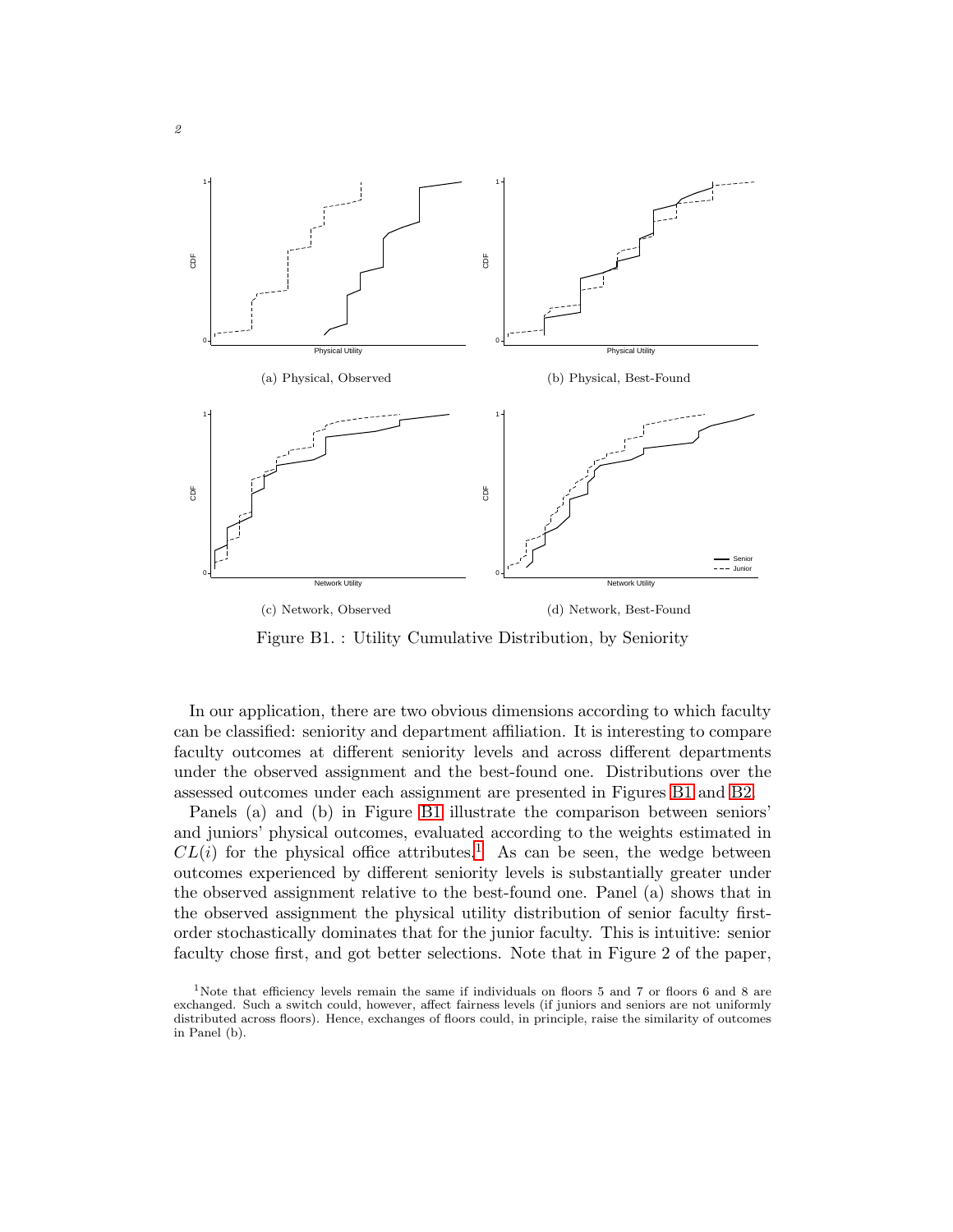(a) Physical, Observed

(b) Physical, Best-Found

(c) Network, Observed

(d) Network, Best-Found

Figure B1. : Utility Cumulative Distribution, by Seniority

In our application, there are two obvious dimensions according to which faculty can be classified: seniority and department affiliation. It is interesting to compare faculty outcomes at different seniority levels and across different departments under the observed assignment and the best-found one. Distributions over the assessed outcomes under each assignment are presented in Figures B1 and B2.

Panels (a) and (b) in Figure B1 illustrate the comparison between seniors' and juniors' physical outcomes, evaluated according to the weights estimated in $CL(i)$ for the physical office attributes.[1] As can be seen, the wedge between outcomes experienced by different seniority levels is substantially greater under the observed assignment relative to the best-found one. Panel (a) shows that in the observed assignment the physical utility distribution of senior faculty first-order stochastically dominates that for the junior faculty. This is intuitive: senior faculty chose first, and got better selections. Note that in Figure 2 of the paper,

[1] Note that efficiency levels remain the same if individuals on floors 5 and 7 or floors 6 and 8 are exchanged. Such a switch could, however, affect fairness levels (if juniors and seniors are not uniformly distributed across floors). Hence, exchanges of floors could, in principle, raise the similarity of outcomes in Panel (b).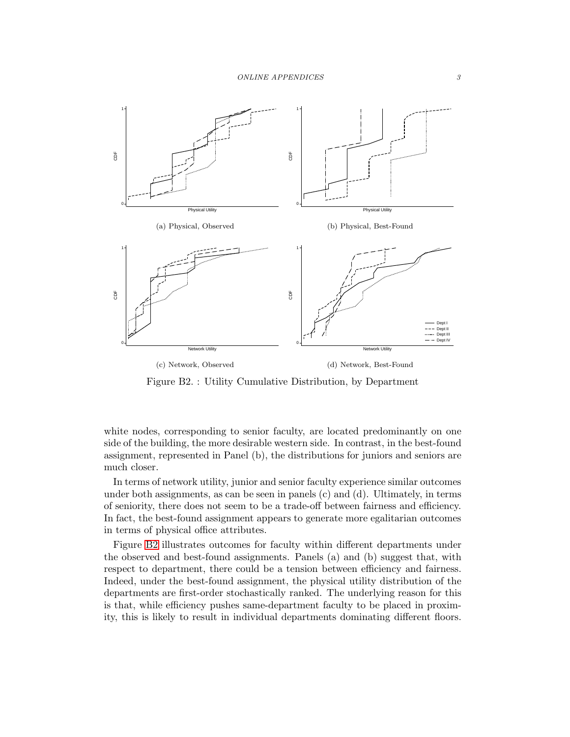(a) Physical, Observed

(b) Physical, Best-Found

(c) Network, Observed

(d) Network, Best-Found

Figure B2. : Utility Cumulative Distribution, by Department

white nodes, corresponding to senior faculty, are located predominantly on one side of the building, the more desirable western side. In contrast, in the best-found assignment, represented in Panel (b), the distributions for juniors and seniors are much closer.

In terms of network utility, junior and senior faculty experience similar outcomes under both assignments, as can be seen in panels (c) and (d). Ultimately, in terms of seniority, there does not seem to be a trade-off between fairness and efficiency. In fact, the best-found assignment appears to generate more egalitarian outcomes in terms of physical office attributes.

Figure B2 illustrates outcomes for faculty within different departments under the observed and best-found assignments. Panels (a) and (b) suggest that, with respect to department, there could be a tension between efficiency and fairness. Indeed, under the best-found assignment, the physical utility distribution of the departments are first-order stochastically ranked. The underlying reason for this is that, while efficiency pushes same-department faculty to be placed in proximity, this is likely to result in individual departments dominating different floors.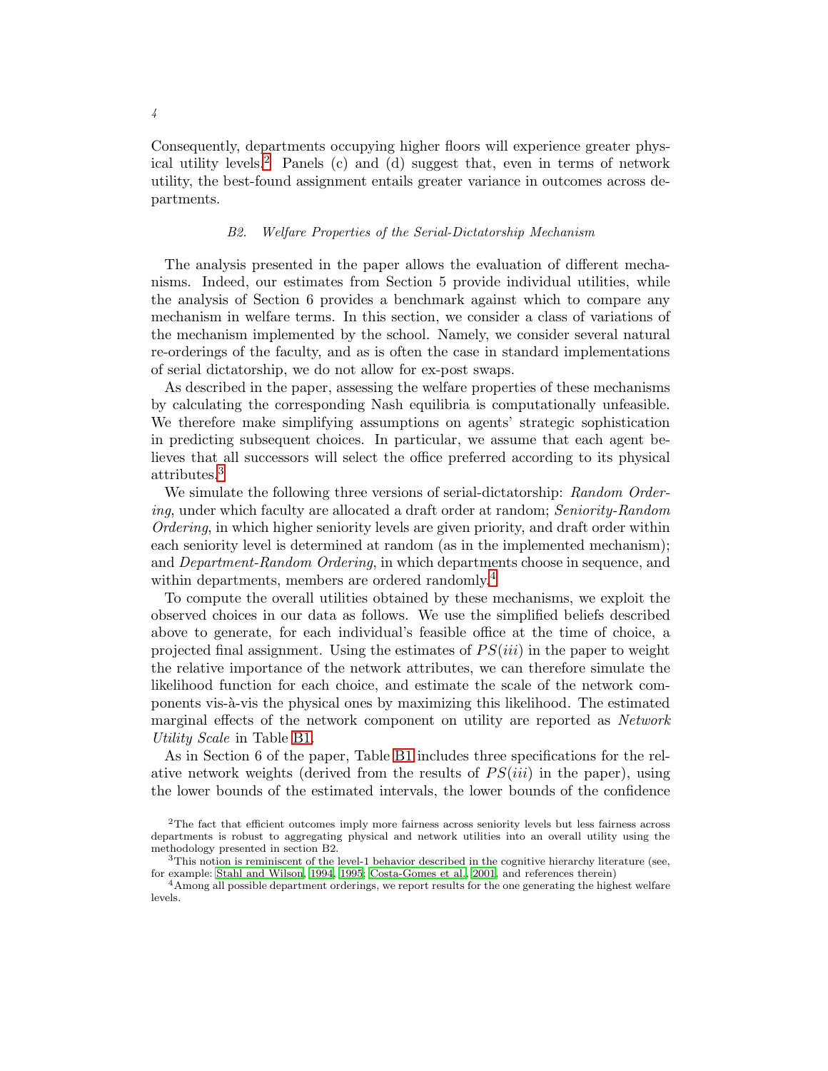Consequently, departments occupying higher floors will experience greater physical utility levels.[2] Panels (c) and (d) suggest that, even in terms of network utility, the best-found assignment entails greater variance in outcomes across departments.

### B2. Welfare Properties of the Serial-Dictatorship Mechanism

The analysis presented in the paper allows the evaluation of different mechanisms. Indeed, our estimates from Section 5 provide individual utilities, while the analysis of Section 6 provides a benchmark against which to compare any mechanism in welfare terms. In this section, we consider a class of variations of the mechanism implemented by the school. Namely, we consider several natural re-orderings of the faculty, and as is often the case in standard implementations of serial dictatorship, we do not allow for ex-post swaps.

As described in the paper, assessing the welfare properties of these mechanisms by calculating the corresponding Nash equilibria is computationally unfeasible. We therefore make simplifying assumptions on agents' strategic sophistication in predicting subsequent choices. In particular, we assume that each agent believes that all successors will select the office preferred according to its physical attributes.[3]

We simulate the following three versions of serial-dictatorship: *Random Ordering*, under which faculty are allocated a draft order at random; *Seniority-Random Ordering*, in which higher seniority levels are given priority, and draft order within each seniority level is determined at random (as in the implemented mechanism); and *Department-Random Ordering*, in which departments choose in sequence, and within departments, members are ordered randomly.[4]

To compute the overall utilities obtained by these mechanisms, we exploit the observed choices in our data as follows. We use the simplified beliefs described above to generate, for each individual's feasible office at the time of choice, a projected final assignment. Using the estimates of $PS(iii)$ in the paper to weight the relative importance of the network attributes, we can therefore simulate the likelihood function for each choice, and estimate the scale of the network components vis-à-vis the physical ones by maximizing this likelihood. The estimated marginal effects of the network component on utility are reported as *Network Utility Scale* in Table B1.

As in Section 6 of the paper, Table B1 includes three specifications for the relative network weights (derived from the results of $PS(iii)$ in the paper), using the lower bounds of the estimated intervals, the lower bounds of the confidence

[2] The fact that efficient outcomes imply more fairness across seniority levels but less fairness across departments is robust to aggregating physical and network utilities into an overall utility using the methodology presented in section B2.

[3] This notion is reminiscent of the level-1 behavior described in the cognitive hierarchy literature (see, for example: Stahl and Wilson, 1994, 1995; Costa-Gomes et al., 2001, and references therein)

[4] Among all possible department orderings, we report results for the one generating the highest welfare levels.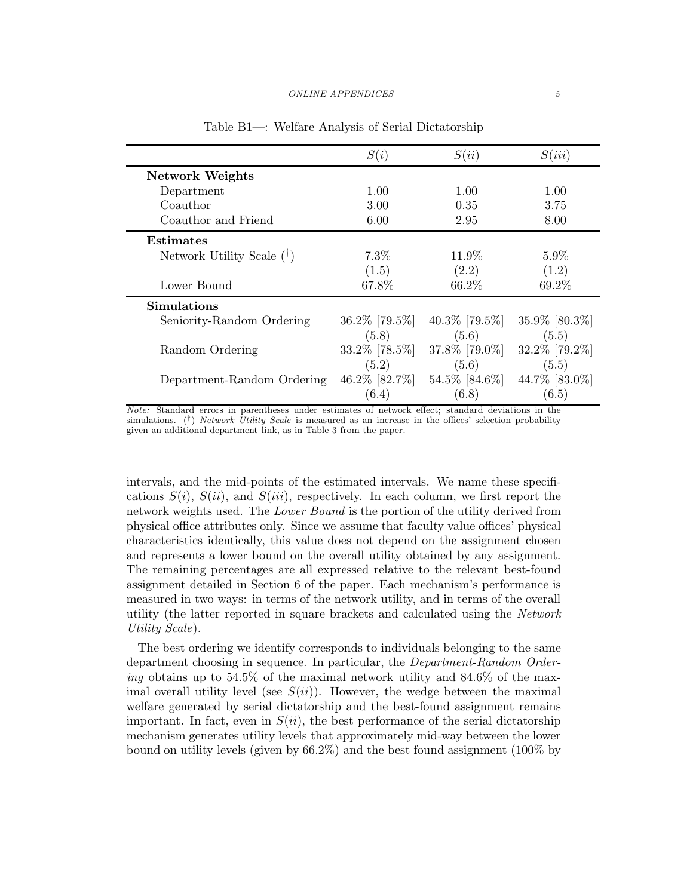Table B1—: Welfare Analysis of Serial Dictatorship

| | $S(i)$ | $S(ii)$ | $S(iii)$ |
|---|---|---|---|
| **Network Weights** | | | |
| Department | 1.00 | 1.00 | 1.00 |
| Coauthor | 3.00 | 0.35 | 3.75 |
| Coauthor and Friend | 6.00 | 2.95 | 8.00 |
| **Estimates** | | | |
| Network Utility Scale ($^{\dagger}$) | 7.3% | 11.9% | 5.9% |
| | (1.5) | (2.2) | (1.2) |
| Lower Bound | 67.8% | 66.2% | 69.2% |
| **Simulations** | | | |
| Seniority-Random Ordering | 36.2% [79.5%] | 40.3% [79.5%] | 35.9% [80.3%] |
| | (5.8) | (5.6) | (5.5) |
| Random Ordering | 33.2% [78.5%] | 37.8% [79.0%] | 32.2% [79.2%] |
| | (5.2) | (5.6) | (5.5) |
| Department-Random Ordering | 46.2% [82.7%] | 54.5% [84.6%] | 44.7% [83.0%] |
| | (6.4) | (6.8) | (6.5) |

*Note:* Standard errors in parentheses under estimates of network effect; standard deviations in the simulations. ($^{\dagger}$) *Network Utility Scale* is measured as an increase in the offices' selection probability given an additional department link, as in Table 3 from the paper.

intervals, and the mid-points of the estimated intervals. We name these specifications $S(i)$, $S(ii)$, and $S(iii)$, respectively. In each column, we first report the network weights used. The *Lower Bound* is the portion of the utility derived from physical office attributes only. Since we assume that faculty value offices' physical characteristics identically, this value does not depend on the assignment chosen and represents a lower bound on the overall utility obtained by any assignment. The remaining percentages are all expressed relative to the relevant best-found assignment detailed in Section 6 of the paper. Each mechanism's performance is measured in two ways: in terms of the network utility, and in terms of the overall utility (the latter reported in square brackets and calculated using the *Network Utility Scale*).

The best ordering we identify corresponds to individuals belonging to the same department choosing in sequence. In particular, the *Department-Random Ordering* obtains up to 54.5% of the maximal network utility and 84.6% of the maximal overall utility level (see $S(ii)$). However, the wedge between the maximal welfare generated by serial dictatorship and the best-found assignment remains important. In fact, even in $S(ii)$, the best performance of the serial dictatorship mechanism generates utility levels that approximately mid-way between the lower bound on utility levels (given by 66.2%) and the best found assignment (100% by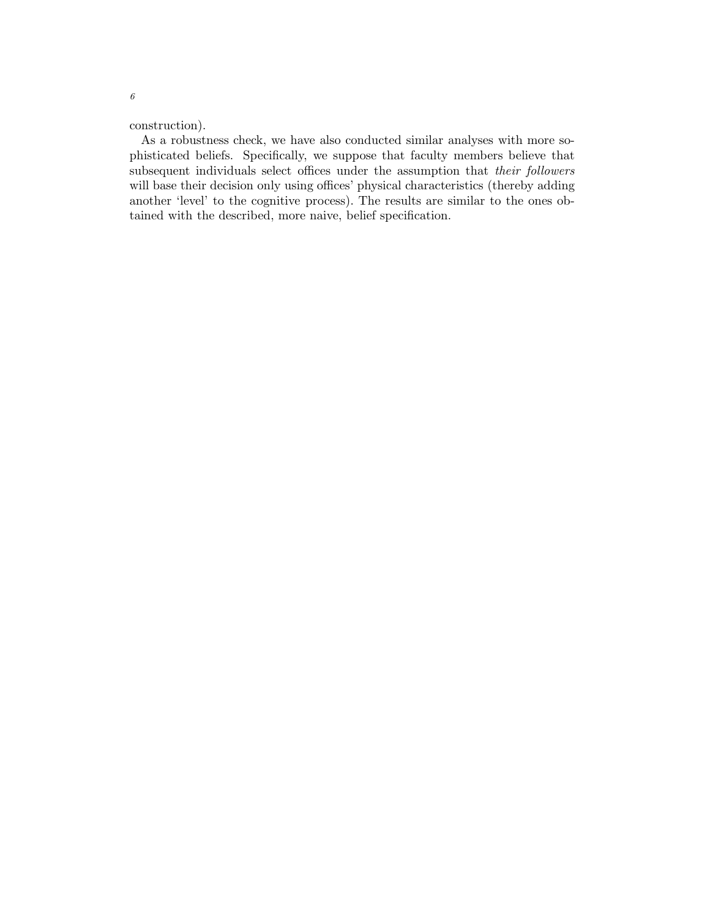construction).

As a robustness check, we have also conducted similar analyses with more sophisticated beliefs. Specifically, we suppose that faculty members believe that subsequent individuals select offices under the assumption that *their followers* will base their decision only using offices' physical characteristics (thereby adding another 'level' to the cognitive process). The results are similar to the ones obtained with the described, more naive, belief specification.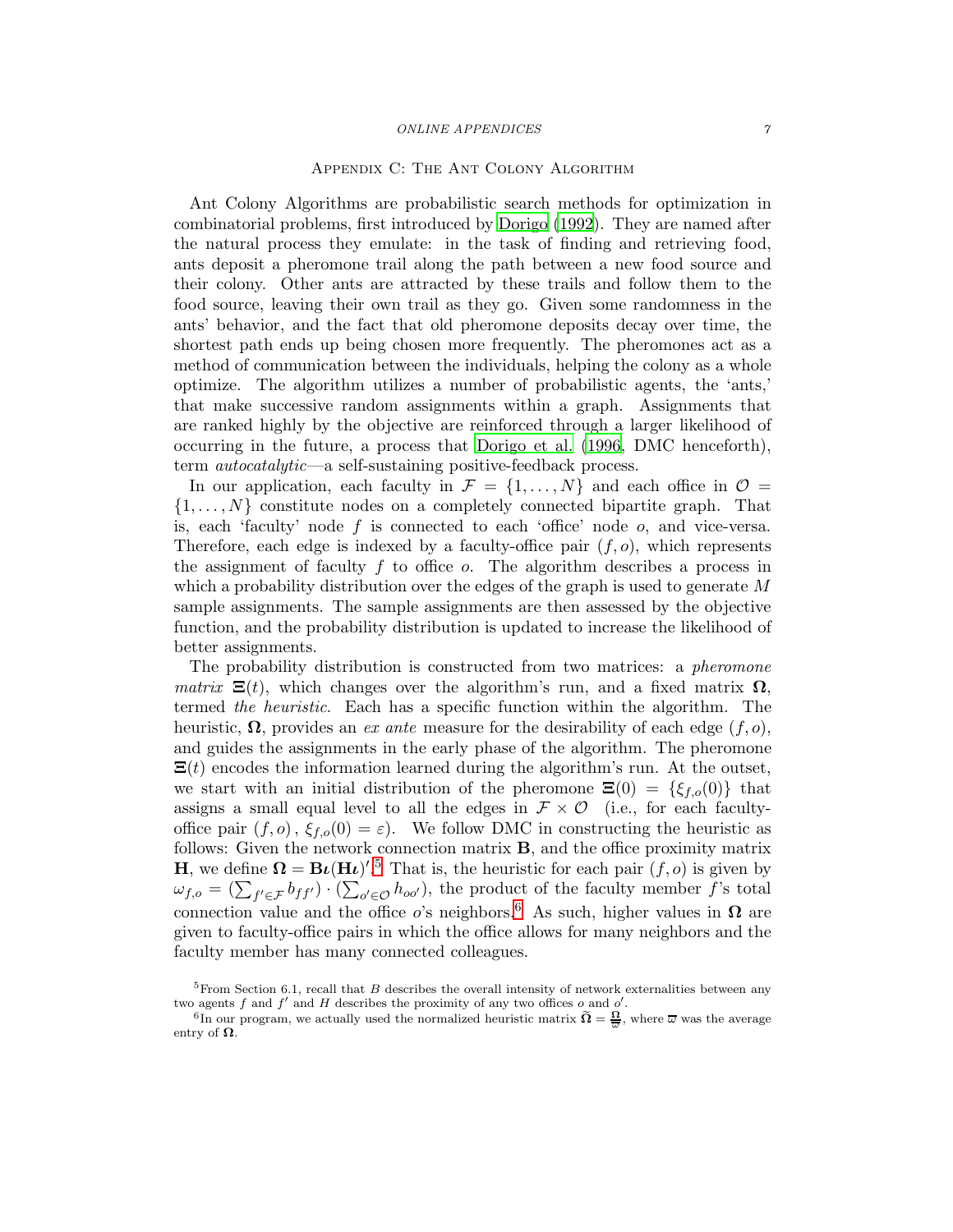## Appendix C: The Ant Colony Algorithm

Ant Colony Algorithms are probabilistic search methods for optimization in combinatorial problems, first introduced by Dorigo (1992). They are named after the natural process they emulate: in the task of finding and retrieving food, ants deposit a pheromone trail along the path between a new food source and their colony. Other ants are attracted by these trails and follow them to the food source, leaving their own trail as they go. Given some randomness in the ants' behavior, and the fact that old pheromone deposits decay over time, the shortest path ends up being chosen more frequently. The pheromones act as a method of communication between the individuals, helping the colony as a whole optimize. The algorithm utilizes a number of probabilistic agents, the 'ants,' that make successive random assignments within a graph. Assignments that are ranked highly by the objective are reinforced through a larger likelihood of occurring in the future, a process that Dorigo et al. (1996, DMC henceforth), term *autocatalytic*—a self-sustaining positive-feedback process.

In our application, each faculty in $\mathcal{F} = \{1, \ldots, N\}$ and each office in $\mathcal{O} = \{1, \ldots, N\}$ constitute nodes on a completely connected bipartite graph. That is, each 'faculty' node $f$ is connected to each 'office' node $o$, and vice-versa. Therefore, each edge is indexed by a faculty-office pair $(f, o)$, which represents the assignment of faculty $f$ to office $o$. The algorithm describes a process in which a probability distribution over the edges of the graph is used to generate $M$ sample assignments. The sample assignments are then assessed by the objective function, and the probability distribution is updated to increase the likelihood of better assignments.

The probability distribution is constructed from two matrices: a *pheromone matrix* $\mathbf{\Xi}(t)$, which changes over the algorithm's run, and a fixed matrix $\mathbf{\Omega}$, termed *the heuristic*. Each has a specific function within the algorithm. The heuristic, $\mathbf{\Omega}$, provides an *ex ante* measure for the desirability of each edge $(f, o)$, and guides the assignments in the early phase of the algorithm. The pheromone $\mathbf{\Xi}(t)$ encodes the information learned during the algorithm's run. At the outset, we start with an initial distribution of the pheromone $\mathbf{\Xi}(0) = \{\xi_{f,o}(0)\}$ that assigns a small equal level to all the edges in $\mathcal{F} \times \mathcal{O}$ (i.e., for each faculty-office pair $(f, o)$, $\xi_{f,o}(0) = \varepsilon$). We follow DMC in constructing the heuristic as follows: Given the network connection matrix $\mathbf{B}$, and the office proximity matrix $\mathbf{H}$, we define $\mathbf{\Omega} = \mathbf{B}\boldsymbol{\iota}(\mathbf{H}\boldsymbol{\iota})'$.[5] That is, the heuristic for each pair $(f, o)$ is given by $\omega_{f,o} = (\sum_{f' \in \mathcal{F}} b_{ff'}) \cdot (\sum_{o' \in \mathcal{O}} h_{oo'})$, the product of the faculty member $f$'s total connection value and the office $o$'s neighbors.[6] As such, higher values in $\mathbf{\Omega}$ are given to faculty-office pairs in which the office allows for many neighbors and the faculty member has many connected colleagues.

[5] From Section 6.1, recall that $B$ describes the overall intensity of network externalities between any two agents $f$ and $f'$ and $H$ describes the proximity of any two offices $o$ and $o'$.

[6] In our program, we actually used the normalized heuristic matrix $\widehat{\mathbf{\Omega}} = \frac{\mathbf{\Omega}}{\overline{\varpi}}$, where $\overline{\varpi}$ was the average entry of $\mathbf{\Omega}$.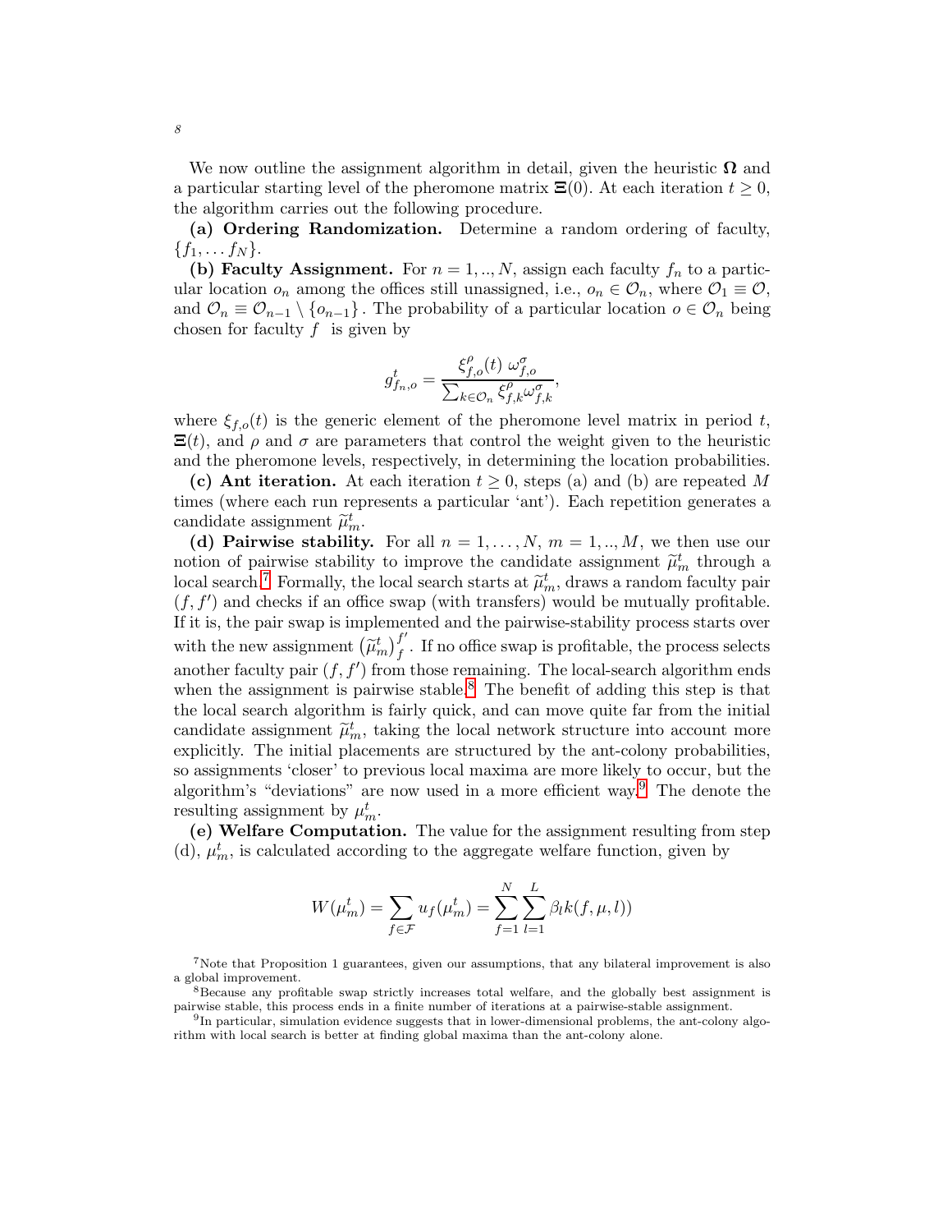We now outline the assignment algorithm in detail, given the heuristic $\mathbf{\Omega}$ and a particular starting level of the pheromone matrix $\mathbf{\Xi}(0)$. At each iteration $t \geq 0$, the algorithm carries out the following procedure.

**(a) Ordering Randomization.** Determine a random ordering of faculty, $\{f_1, \dots f_N\}$.

**(b) Faculty Assignment.** For $n = 1, .., N$, assign each faculty $f_n$ to a particular location $o_n$ among the offices still unassigned, i.e., $o_n \in \mathcal{O}_n$, where $\mathcal{O}_1 \equiv \mathcal{O}$, and $\mathcal{O}_n \equiv \mathcal{O}_{n-1} \setminus \{o_{n-1}\}$. The probability of a particular location $o \in \mathcal{O}_n$ being chosen for faculty $f$ is given by

$$g^t_{f_n,o} = \frac{\xi^{\rho}_{f,o}(t)\ \omega^{\sigma}_{f,o}}{\sum_{k \in \mathcal{O}_n} \xi^{\rho}_{f,k} \omega^{\sigma}_{f,k}},$$

where $\xi_{f,o}(t)$ is the generic element of the pheromone level matrix in period $t$, $\mathbf{\Xi}(t)$, and $\rho$ and $\sigma$ are parameters that control the weight given to the heuristic and the pheromone levels, respectively, in determining the location probabilities.

**(c) Ant iteration.** At each iteration $t \geq 0$, steps (a) and (b) are repeated $M$ times (where each run represents a particular 'ant'). Each repetition generates a candidate assignment $\widetilde{\mu}^t_m$.

**(d) Pairwise stability.** For all $n = 1, \dots, N$, $m = 1, .., M$, we then use our notion of pairwise stability to improve the candidate assignment $\widetilde{\mu}^t_m$ through a local search.[7] Formally, the local search starts at $\widetilde{\mu}^t_m$, draws a random faculty pair $(f, f')$ and checks if an office swap (with transfers) would be mutually profitable. If it is, the pair swap is implemented and the pairwise-stability process starts over with the new assignment $\left(\widetilde{\mu}^t_m\right)^{f'}_f$. If no office swap is profitable, the process selects another faculty pair $(f, f')$ from those remaining. The local-search algorithm ends when the assignment is pairwise stable.[8] The benefit of adding this step is that the local search algorithm is fairly quick, and can move quite far from the initial candidate assignment $\widetilde{\mu}^t_m$, taking the local network structure into account more explicitly. The initial placements are structured by the ant-colony probabilities, so assignments 'closer' to previous local maxima are more likely to occur, but the algorithm's "deviations" are now used in a more efficient way.[9] The denote the resulting assignment by $\mu^t_m$.

**(e) Welfare Computation.** The value for the assignment resulting from step (d), $\mu^t_m$, is calculated according to the aggregate welfare function, given by

$$W(\mu^t_m) = \sum_{f \in \mathcal{F}} u_f(\mu^t_m) = \sum_{f=1}^{N} \sum_{l=1}^{L} \beta_l k(f, \mu, l))$$

[7]Note that Proposition 1 guarantees, given our assumptions, that any bilateral improvement is also a global improvement.

[8]Because any profitable swap strictly increases total welfare, and the globally best assignment is pairwise stable, this process ends in a finite number of iterations at a pairwise-stable assignment.

[9]In particular, simulation evidence suggests that in lower-dimensional problems, the ant-colony algorithm with local search is better at finding global maxima than the ant-colony alone.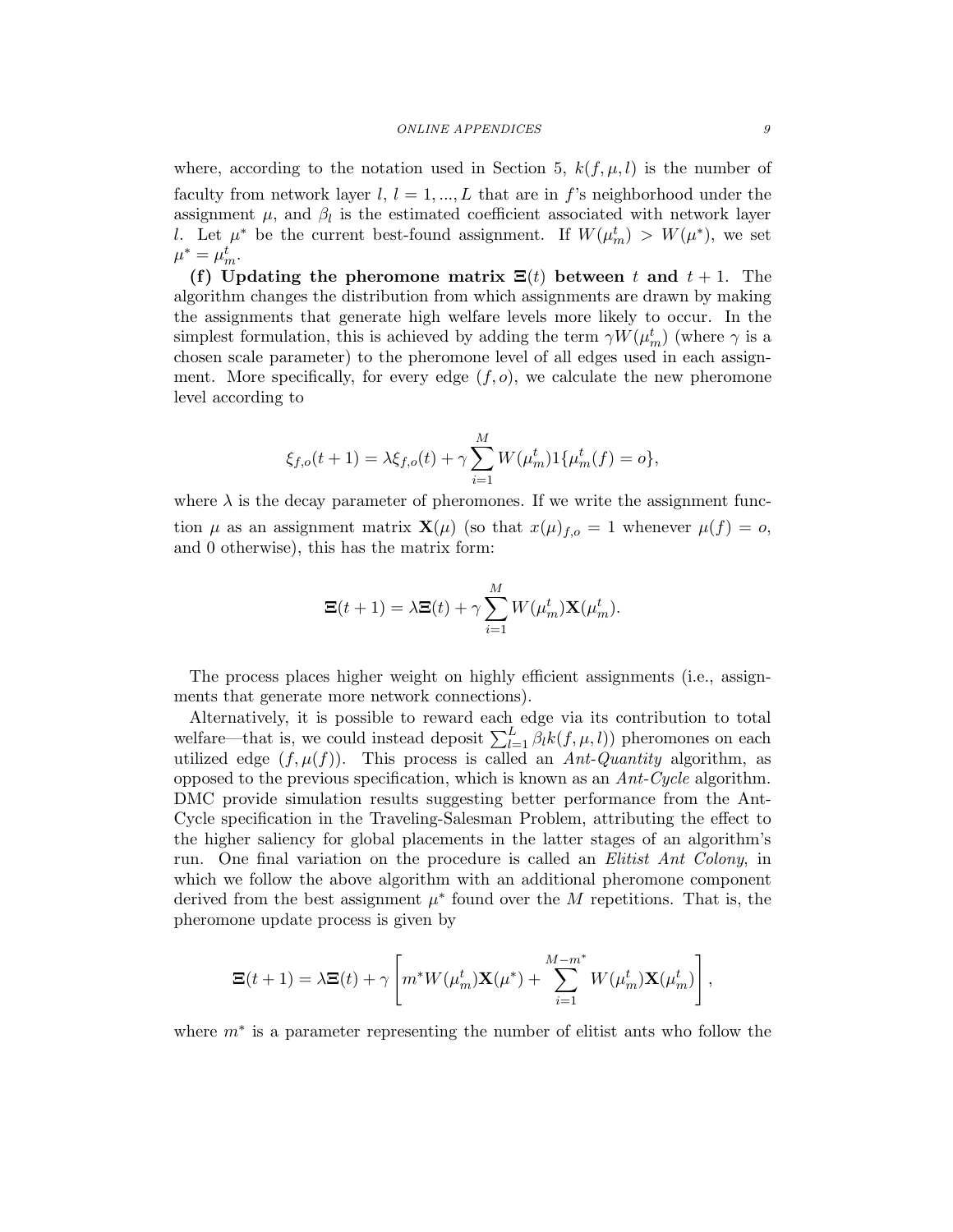where, according to the notation used in Section 5, $k(f, \mu, l)$ is the number of faculty from network layer $l$, $l = 1, ..., L$ that are in $f$'s neighborhood under the assignment $\mu$, and $\beta_l$ is the estimated coefficient associated with network layer $l$. Let $\mu^*$ be the current best-found assignment. If $W(\mu_m^t) > W(\mu^*)$, we set $\mu^* = \mu_m^t$.

**(f) Updating the pheromone matrix $\Xi(t)$ between $t$ and $t+1$.** The algorithm changes the distribution from which assignments are drawn by making the assignments that generate high welfare levels more likely to occur. In the simplest formulation, this is achieved by adding the term $\gamma W(\mu_m^t)$ (where $\gamma$ is a chosen scale parameter) to the pheromone level of all edges used in each assignment. More specifically, for every edge $(f, o)$, we calculate the new pheromone level according to

$$\xi_{f,o}(t+1) = \lambda \xi_{f,o}(t) + \gamma \sum_{i=1}^{M} W(\mu_m^t) 1\{\mu_m^t(f) = o\},$$

where $\lambda$ is the decay parameter of pheromones. If we write the assignment function $\mu$ as an assignment matrix $\mathbf{X}(\mu)$ (so that $x(\mu)_{f,o} = 1$ whenever $\mu(f) = o$, and 0 otherwise), this has the matrix form:

$$\Xi(t+1) = \lambda \Xi(t) + \gamma \sum_{i=1}^{M} W(\mu_m^t) \mathbf{X}(\mu_m^t).$$

The process places higher weight on highly efficient assignments (i.e., assignments that generate more network connections).

Alternatively, it is possible to reward each edge via its contribution to total welfare—that is, we could instead deposit $\sum_{l=1}^{L} \beta_l k(f, \mu, l))$ pheromones on each utilized edge $(f, \mu(f))$. This process is called an *Ant-Quantity* algorithm, as opposed to the previous specification, which is known as an *Ant-Cycle* algorithm. DMC provide simulation results suggesting better performance from the Ant-Cycle specification in the Traveling-Salesman Problem, attributing the effect to the higher saliency for global placements in the latter stages of an algorithm's run. One final variation on the procedure is called an *Elitist Ant Colony*, in which we follow the above algorithm with an additional pheromone component derived from the best assignment $\mu^*$ found over the $M$ repetitions. That is, the pheromone update process is given by

$$\Xi(t+1) = \lambda \Xi(t) + \gamma \left[ m^* W(\mu_m^t) \mathbf{X}(\mu^*) + \sum_{i=1}^{M-m^*} W(\mu_m^t) \mathbf{X}(\mu_m^t) \right],$$

where $m^*$ is a parameter representing the number of elitist ants who follow the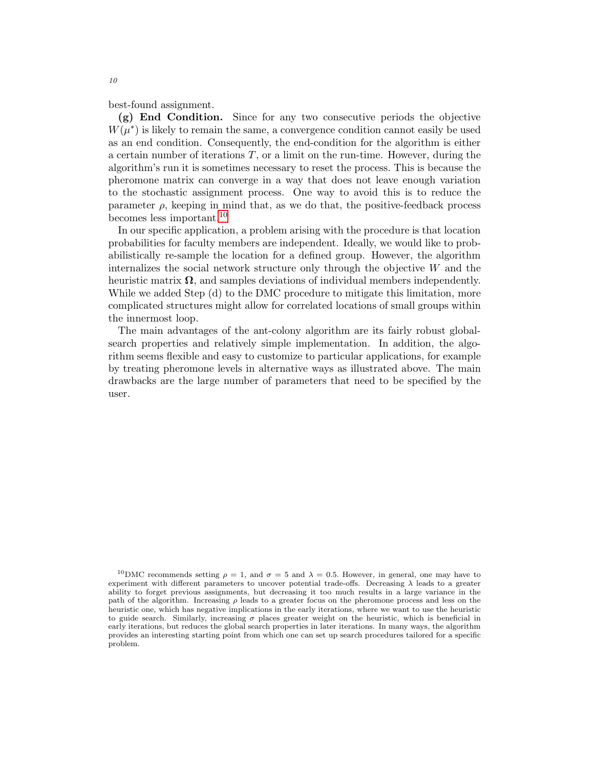best-found assignment.

**(g) End Condition.** Since for any two consecutive periods the objective $W(\mu^*)$ is likely to remain the same, a convergence condition cannot easily be used as an end condition. Consequently, the end-condition for the algorithm is either a certain number of iterations $T$, or a limit on the run-time. However, during the algorithm's run it is sometimes necessary to reset the process. This is because the pheromone matrix can converge in a way that does not leave enough variation to the stochastic assignment process. One way to avoid this is to reduce the parameter $\rho$, keeping in mind that, as we do that, the positive-feedback process becomes less important.[10]

In our specific application, a problem arising with the procedure is that location probabilities for faculty members are independent. Ideally, we would like to probabilistically re-sample the location for a defined group. However, the algorithm internalizes the social network structure only through the objective $W$ and the heuristic matrix $\mathbf{\Omega}$, and samples deviations of individual members independently. While we added Step (d) to the DMC procedure to mitigate this limitation, more complicated structures might allow for correlated locations of small groups within the innermost loop.

The main advantages of the ant-colony algorithm are its fairly robust global-search properties and relatively simple implementation. In addition, the algorithm seems flexible and easy to customize to particular applications, for example by treating pheromone levels in alternative ways as illustrated above. The main drawbacks are the large number of parameters that need to be specified by the user.

[10] DMC recommends setting $\rho = 1$, and $\sigma = 5$ and $\lambda = 0.5$. However, in general, one may have to experiment with different parameters to uncover potential trade-offs. Decreasing $\lambda$ leads to a greater ability to forget previous assignments, but decreasing it too much results in a large variance in the path of the algorithm. Increasing $\rho$ leads to a greater focus on the pheromone process and less on the heuristic one, which has negative implications in the early iterations, where we want to use the heuristic to guide search. Similarly, increasing $\sigma$ places greater weight on the heuristic, which is beneficial in early iterations, but reduces the global search properties in later iterations. In many ways, the algorithm provides an interesting starting point from which one can set up search procedures tailored for a specific problem.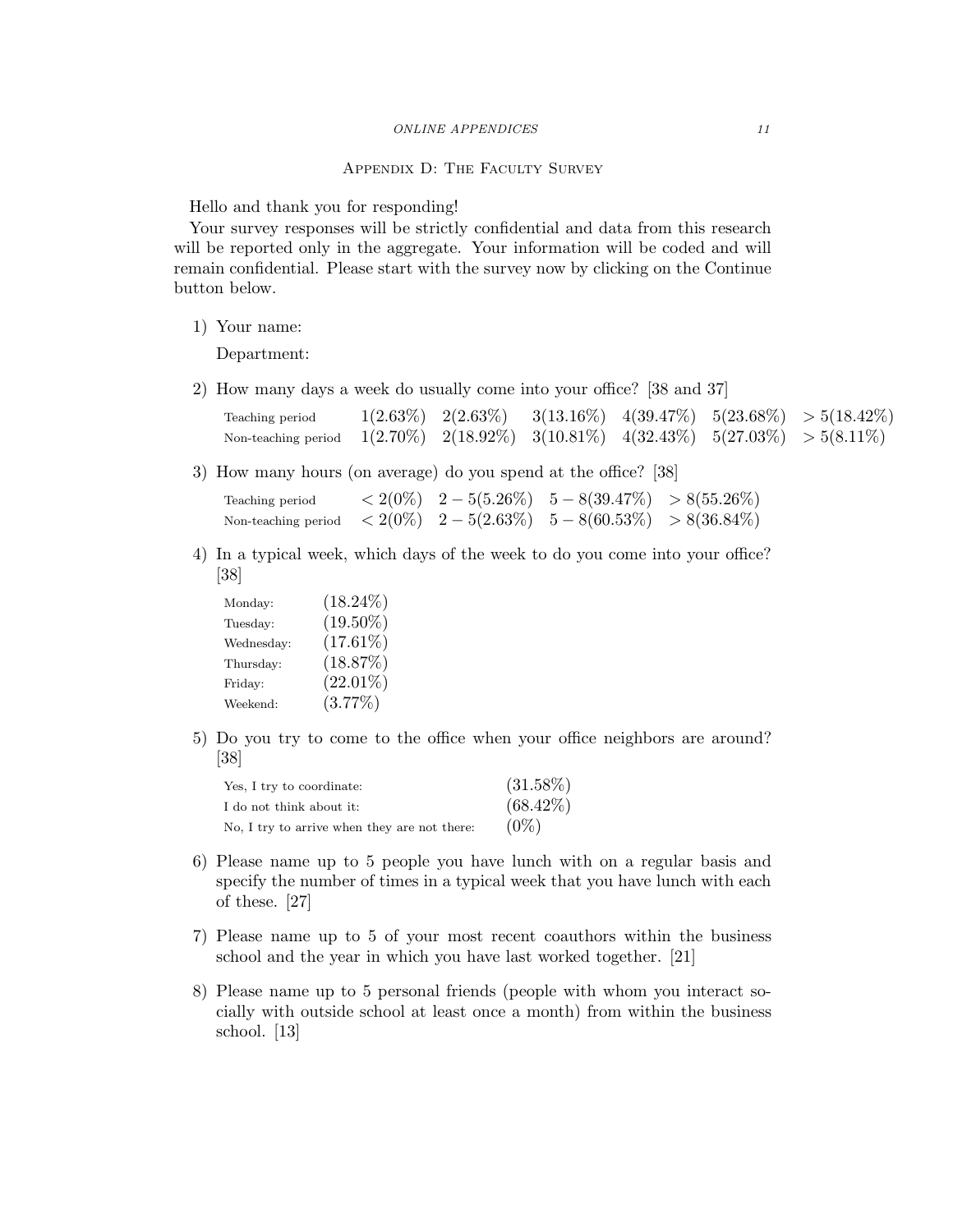## Appendix D: The Faculty Survey

Hello and thank you for responding!

Your survey responses will be strictly confidential and data from this research will be reported only in the aggregate. Your information will be coded and will remain confidential. Please start with the survey now by clicking on the Continue button below.

1) Your name:

   Department:

2) How many days a week do usually come into your office? [38 and 37]

| | | | | | | |
|---|---|---|---|---|---|---|
| Teaching period | 1(2.63%) | 2(2.63%) | 3(13.16%) | 4(39.47%) | 5(23.68%) | $>5$(18.42%) |
| Non-teaching period | 1(2.70%) | 2(18.92%) | 3(10.81%) | 4(32.43%) | 5(27.03%) | $>5$(8.11%) |

3) How many hours (on average) do you spend at the office? [38]

| | | | | |
|---|---|---|---|---|
| Teaching period | $<2$(0%) | $2-5$(5.26%) | $5-8$(39.47%) | $>8$(55.26%) |
| Non-teaching period | $<2$(0%) | $2-5$(2.63%) | $5-8$(60.53%) | $>8$(36.84%) |

4) In a typical week, which days of the week to do you come into your office? [38]

| | |
|---|---|
| Monday: | (18.24%) |
| Tuesday: | (19.50%) |
| Wednesday: | (17.61%) |
| Thursday: | (18.87%) |
| Friday: | (22.01%) |
| Weekend: | (3.77%) |

5) Do you try to come to the office when your office neighbors are around? [38]

| | |
|---|---|
| Yes, I try to coordinate: | (31.58%) |
| I do not think about it: | (68.42%) |
| No, I try to arrive when they are not there: | (0%) |

6) Please name up to 5 people you have lunch with on a regular basis and specify the number of times in a typical week that you have lunch with each of these. [27]

7) Please name up to 5 of your most recent coauthors within the business school and the year in which you have last worked together. [21]

8) Please name up to 5 personal friends (people with whom you interact socially with outside school at least once a month) from within the business school. [13]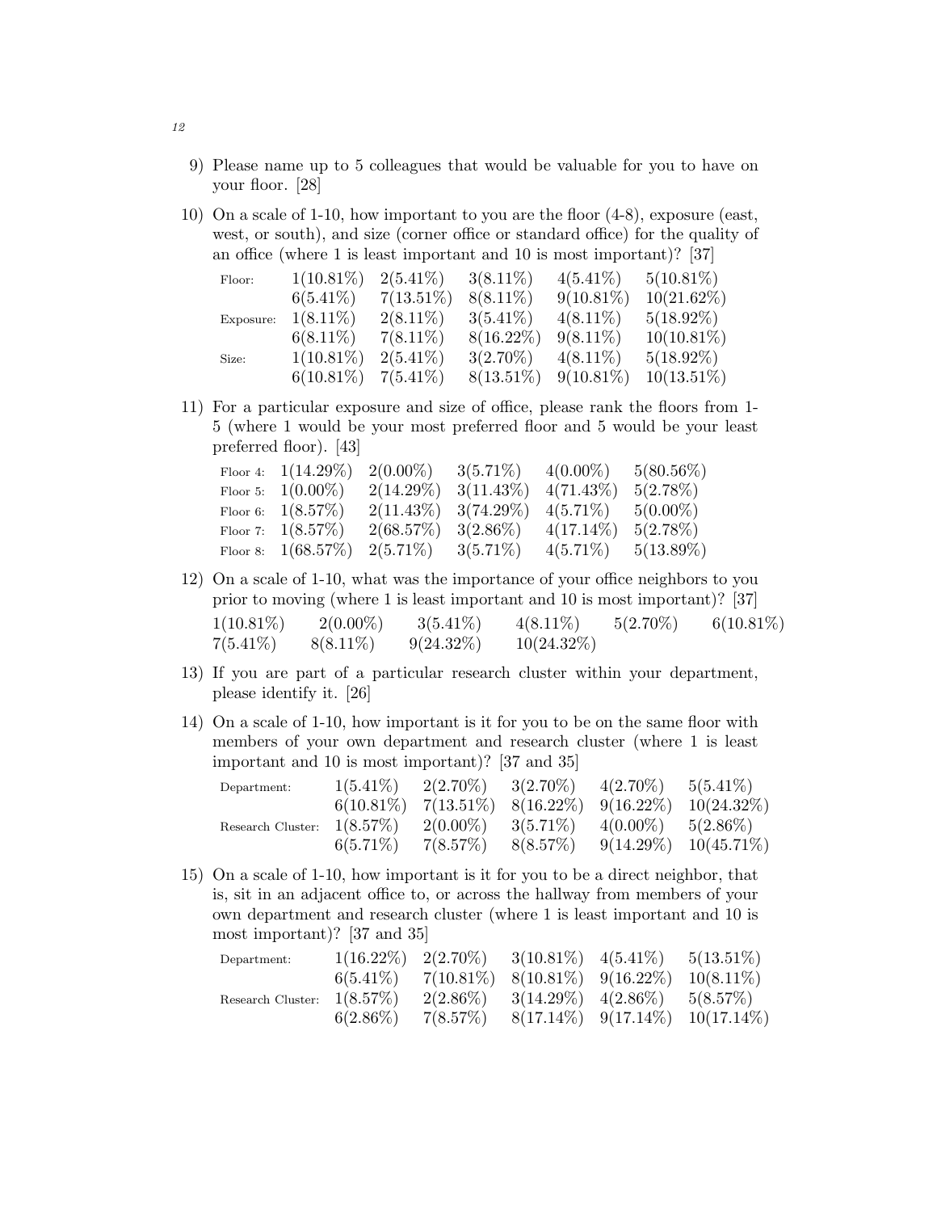9) Please name up to 5 colleagues that would be valuable for you to have on your floor. [28]

10) On a scale of 1-10, how important to you are the floor (4-8), exposure (east, west, or south), and size (corner office or standard office) for the quality of an office (where 1 is least important and 10 is most important)? [37]

| | | | | | |
|---|---|---|---|---|---|
| Floor: | 1(10.81%) | 2(5.41%) | 3(8.11%) | 4(5.41%) | 5(10.81%) |
| | 6(5.41%) | 7(13.51%) | 8(8.11%) | 9(10.81%) | 10(21.62%) |
| Exposure: | 1(8.11%) | 2(8.11%) | 3(5.41%) | 4(8.11%) | 5(18.92%) |
| | 6(8.11%) | 7(8.11%) | 8(16.22%) | 9(8.11%) | 10(10.81%) |
| Size: | 1(10.81%) | 2(5.41%) | 3(2.70%) | 4(8.11%) | 5(18.92%) |
| | 6(10.81%) | 7(5.41%) | 8(13.51%) | 9(10.81%) | 10(13.51%) |

11) For a particular exposure and size of office, please rank the floors from 1-5 (where 1 would be your most preferred floor and 5 would be your least preferred floor). [43]

| | | | | | |
|---|---|---|---|---|---|
| Floor 4: | 1(14.29%) | 2(0.00%) | 3(5.71%) | 4(0.00%) | 5(80.56%) |
| Floor 5: | 1(0.00%) | 2(14.29%) | 3(11.43%) | 4(71.43%) | 5(2.78%) |
| Floor 6: | 1(8.57%) | 2(11.43%) | 3(74.29%) | 4(5.71%) | 5(0.00%) |
| Floor 7: | 1(8.57%) | 2(68.57%) | 3(2.86%) | 4(17.14%) | 5(2.78%) |
| Floor 8: | 1(68.57%) | 2(5.71%) | 3(5.71%) | 4(5.71%) | 5(13.89%) |

12) On a scale of 1-10, what was the importance of your office neighbors to you prior to moving (where 1 is least important and 10 is most important)? [37]

| | | | | | |
|---|---|---|---|---|---|
| 1(10.81%) | 2(0.00%) | 3(5.41%) | 4(8.11%) | 5(2.70%) | 6(10.81%) |
| 7(5.41%) | 8(8.11%) | 9(24.32%) | 10(24.32%) | | |

13) If you are part of a particular research cluster within your department, please identify it. [26]

14) On a scale of 1-10, how important is it for you to be on the same floor with members of your own department and research cluster (where 1 is least important and 10 is most important)? [37 and 35]

| | | | | | |
|---|---|---|---|---|---|
| Department: | 1(5.41%) | 2(2.70%) | 3(2.70%) | 4(2.70%) | 5(5.41%) |
| | 6(10.81%) | 7(13.51%) | 8(16.22%) | 9(16.22%) | 10(24.32%) |
| Research Cluster: | 1(8.57%) | 2(0.00%) | 3(5.71%) | 4(0.00%) | 5(2.86%) |
| | 6(5.71%) | 7(8.57%) | 8(8.57%) | 9(14.29%) | 10(45.71%) |

15) On a scale of 1-10, how important is it for you to be a direct neighbor, that is, sit in an adjacent office to, or across the hallway from members of your own department and research cluster (where 1 is least important and 10 is most important)? [37 and 35]

| | | | | | |
|---|---|---|---|---|---|
| Department: | 1(16.22%) | 2(2.70%) | 3(10.81%) | 4(5.41%) | 5(13.51%) |
| | 6(5.41%) | 7(10.81%) | 8(10.81%) | 9(16.22%) | 10(8.11%) |
| Research Cluster: | 1(8.57%) | 2(2.86%) | 3(14.29%) | 4(2.86%) | 5(8.57%) |
| | 6(2.86%) | 7(8.57%) | 8(17.14%) | 9(17.14%) | 10(17.14%) |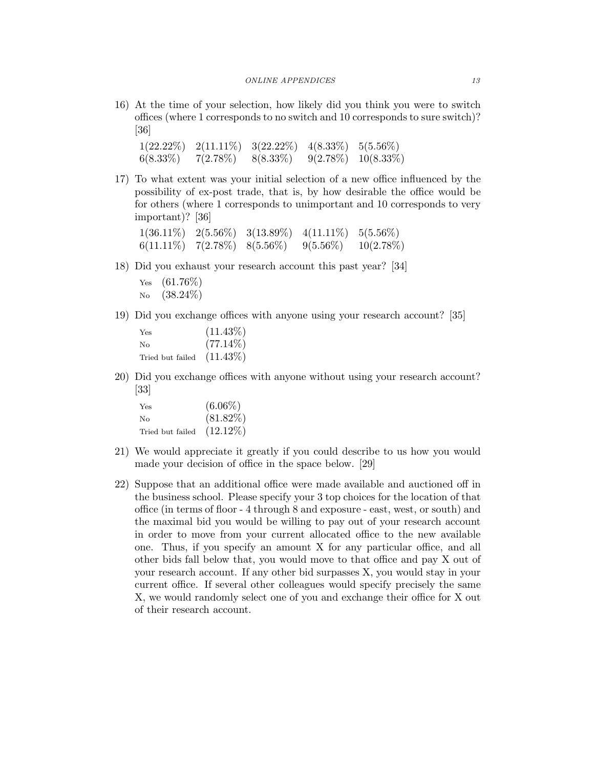16) At the time of your selection, how likely did you think you were to switch offices (where 1 corresponds to no switch and 10 corresponds to sure switch)? [36]

| | | | | |
|---|---|---|---|---|
| 1(22.22%) | 2(11.11%) | 3(22.22%) | 4(8.33%) | 5(5.56%) |
| 6(8.33%) | 7(2.78%) | 8(8.33%) | 9(2.78%) | 10(8.33%) |

17) To what extent was your initial selection of a new office influenced by the possibility of ex-post trade, that is, by how desirable the office would be for others (where 1 corresponds to unimportant and 10 corresponds to very important)? [36]

| | | | | |
|---|---|---|---|---|
| 1(36.11%) | 2(5.56%) | 3(13.89%) | 4(11.11%) | 5(5.56%) |
| 6(11.11%) | 7(2.78%) | 8(5.56%) | 9(5.56%) | 10(2.78%) |

18) Did you exhaust your research account this past year? [34]

| | |
|---|---|
| Yes | (61.76%) |
| No | (38.24%) |

19) Did you exchange offices with anyone using your research account? [35]

| | |
|---|---|
| Yes | (11.43%) |
| No | (77.14%) |
| Tried but failed | (11.43%) |

20) Did you exchange offices with anyone without using your research account? [33]

| | |
|---|---|
| Yes | (6.06%) |
| No | (81.82%) |
| Tried but failed | (12.12%) |

21) We would appreciate it greatly if you could describe to us how you would made your decision of office in the space below. [29]

22) Suppose that an additional office were made available and auctioned off in the business school. Please specify your 3 top choices for the location of that office (in terms of floor - 4 through 8 and exposure - east, west, or south) and the maximal bid you would be willing to pay out of your research account in order to move from your current allocated office to the new available one. Thus, if you specify an amount X for any particular office, and all other bids fall below that, you would move to that office and pay X out of your research account. If any other bid surpasses X, you would stay in your current office. If several other colleagues would specify precisely the same X, we would randomly select one of you and exchange their office for X out of their research account.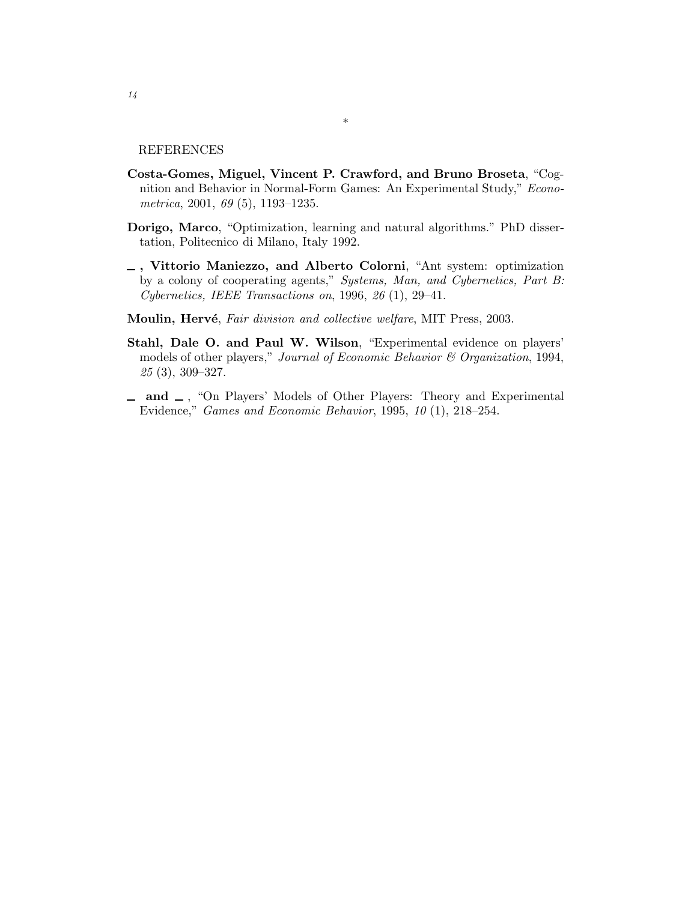*

REFERENCES

**Costa-Gomes, Miguel, Vincent P. Crawford, and Bruno Broseta**, "Cognition and Behavior in Normal-Form Games: An Experimental Study," *Econometrica*, 2001, *69* (5), 1193–1235.

**Dorigo, Marco**, "Optimization, learning and natural algorithms." PhD dissertation, Politecnico di Milano, Italy 1992.

**_ , Vittorio Maniezzo, and Alberto Colorni**, "Ant system: optimization by a colony of cooperating agents," *Systems, Man, and Cybernetics, Part B: Cybernetics, IEEE Transactions on*, 1996, *26* (1), 29–41.

**Moulin, Hervé**, *Fair division and collective welfare*, MIT Press, 2003.

**Stahl, Dale O. and Paul W. Wilson**, "Experimental evidence on players' models of other players," *Journal of Economic Behavior & Organization*, 1994, *25* (3), 309–327.

**_ and _** , "On Players' Models of Other Players: Theory and Experimental Evidence," *Games and Economic Behavior*, 1995, *10* (1), 218–254.